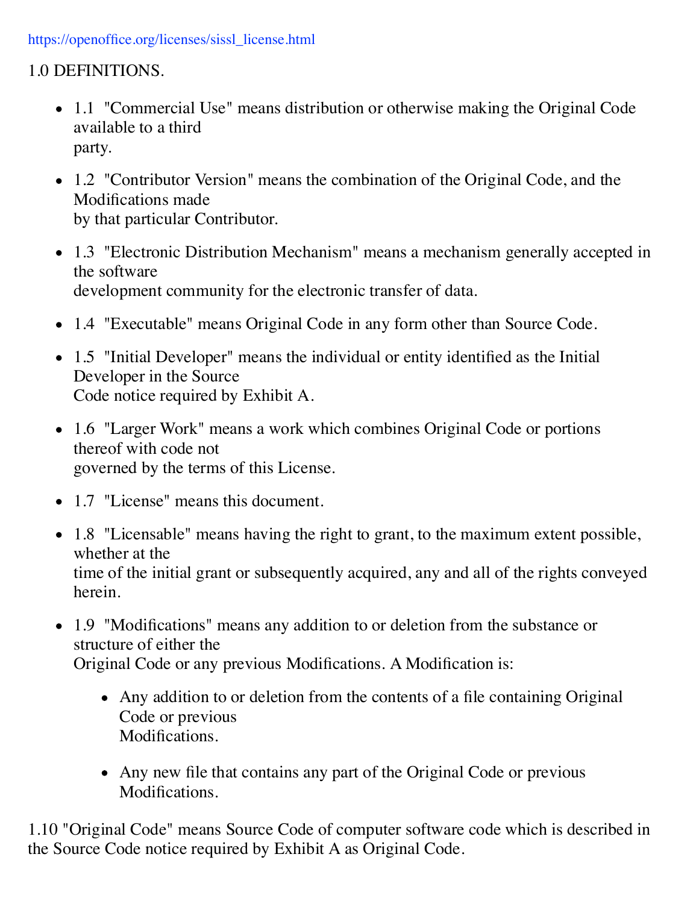https://openoffice.org/licenses/sissl_license.html

1.0 DEFINITIONS.

- 1.1 "Commercial Use" means distribution or otherwise making the Original Code available to a third party.
- 1.2 "Contributor Version" means the combination of the Original Code, and the Modifications made by that particular Contributor.
- 1.3 "Electronic Distribution Mechanism" means a mechanism generally accepted in the software development community for the electronic transfer of data.
- 1.4 "Executable" means Original Code in any form other than Source Code.
- 1.5 "Initial Developer" means the individual or entity identified as the Initial Developer in the Source Code notice required by Exhibit A.
- 1.6 "Larger Work" means a work which combines Original Code or portions thereof with code not governed by the terms of this License.
- 1.7 "License" means this document.
- 1.8 "Licensable" means having the right to grant, to the maximum extent possible, whether at the time of the initial grant or subsequently acquired, any and all of the rights conveyed herein.
- 1.9 "Modifications" means any addition to or deletion from the substance or structure of either the Original Code or any previous Modifications. A Modification is:
  - Any addition to or deletion from the contents of a file containing Original Code or previous Modifications.
  - Any new file that contains any part of the Original Code or previous Modifications.

1.10 "Original Code" means Source Code of computer software code which is described in the Source Code notice required by Exhibit A as Original Code.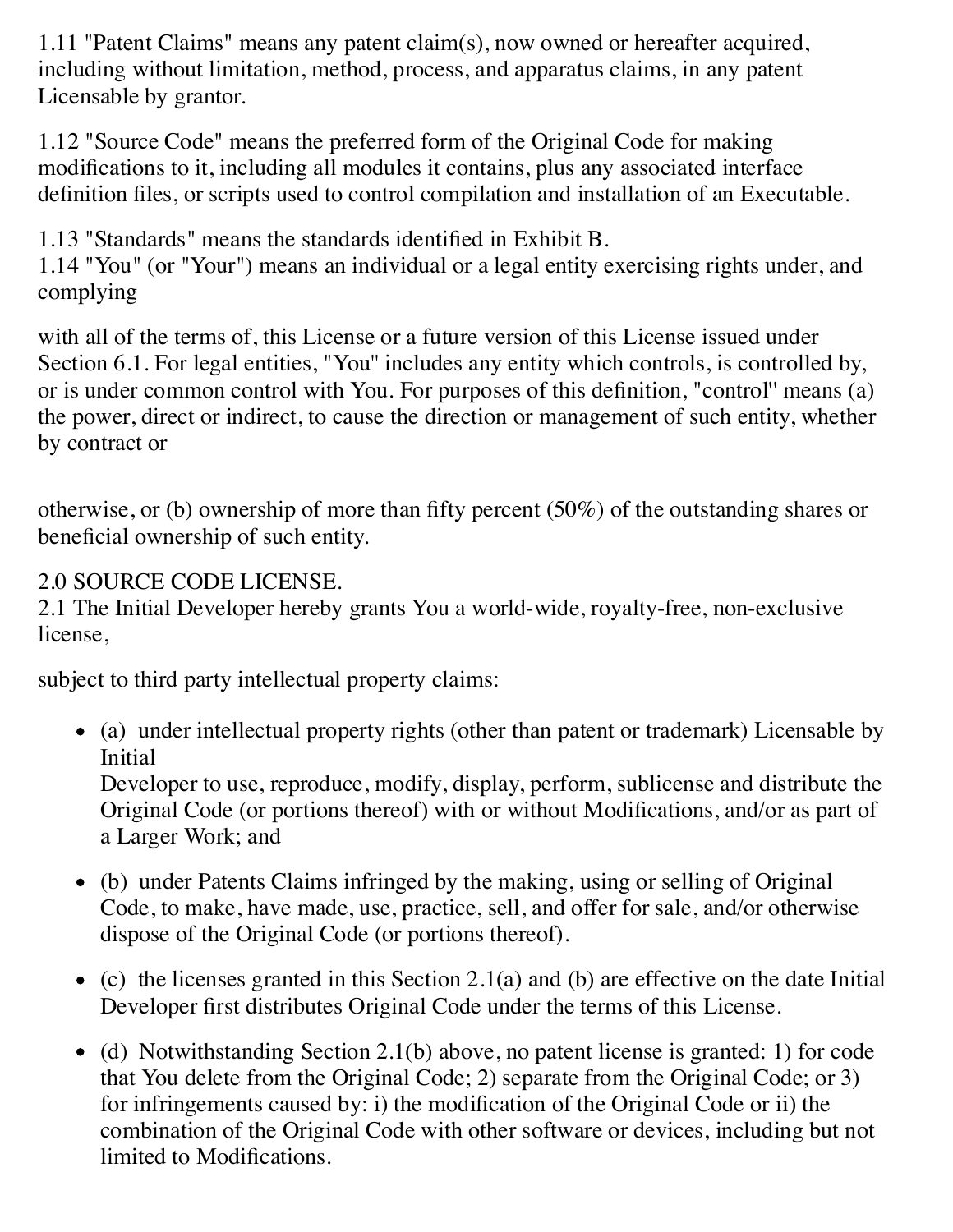1.11 "Patent Claims" means any patent claim(s), now owned or hereafter acquired, including without limitation, method, process, and apparatus claims, in any patent Licensable by grantor.

1.12 "Source Code" means the preferred form of the Original Code for making modifications to it, including all modules it contains, plus any associated interface definition files, or scripts used to control compilation and installation of an Executable.

1.13 "Standards" means the standards identified in Exhibit B.
1.14 "You" (or "Your") means an individual or a legal entity exercising rights under, and complying

with all of the terms of, this License or a future version of this License issued under Section 6.1. For legal entities, "You" includes any entity which controls, is controlled by, or is under common control with You. For purposes of this definition, "control" means (a) the power, direct or indirect, to cause the direction or management of such entity, whether by contract or

otherwise, or (b) ownership of more than fifty percent (50%) of the outstanding shares or beneficial ownership of such entity.

2.0 SOURCE CODE LICENSE.
2.1 The Initial Developer hereby grants You a world-wide, royalty-free, non-exclusive license,

subject to third party intellectual property claims:

- (a) under intellectual property rights (other than patent or trademark) Licensable by Initial
  Developer to use, reproduce, modify, display, perform, sublicense and distribute the Original Code (or portions thereof) with or without Modifications, and/or as part of a Larger Work; and
- (b) under Patents Claims infringed by the making, using or selling of Original Code, to make, have made, use, practice, sell, and offer for sale, and/or otherwise dispose of the Original Code (or portions thereof).
- (c) the licenses granted in this Section 2.1(a) and (b) are effective on the date Initial Developer first distributes Original Code under the terms of this License.
- (d) Notwithstanding Section 2.1(b) above, no patent license is granted: 1) for code that You delete from the Original Code; 2) separate from the Original Code; or 3) for infringements caused by: i) the modification of the Original Code or ii) the combination of the Original Code with other software or devices, including but not limited to Modifications.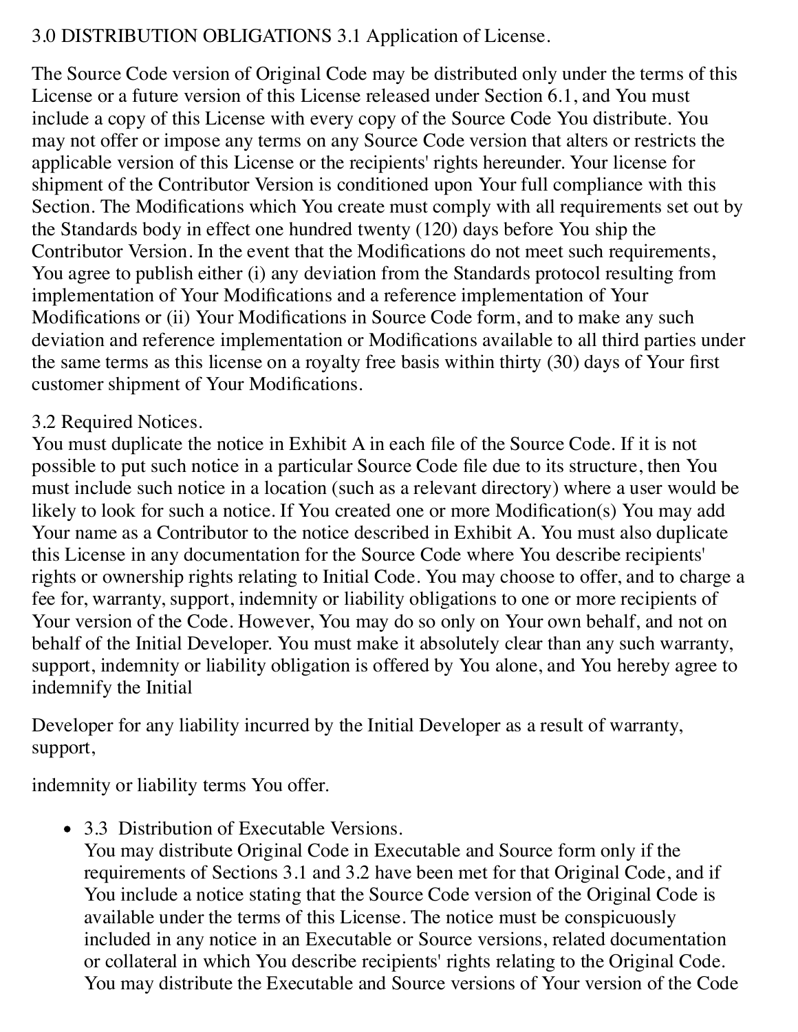3.0 DISTRIBUTION OBLIGATIONS 3.1 Application of License.

The Source Code version of Original Code may be distributed only under the terms of this License or a future version of this License released under Section 6.1, and You must include a copy of this License with every copy of the Source Code You distribute. You may not offer or impose any terms on any Source Code version that alters or restricts the applicable version of this License or the recipients' rights hereunder. Your license for shipment of the Contributor Version is conditioned upon Your full compliance with this Section. The Modifications which You create must comply with all requirements set out by the Standards body in effect one hundred twenty (120) days before You ship the Contributor Version. In the event that the Modifications do not meet such requirements, You agree to publish either (i) any deviation from the Standards protocol resulting from implementation of Your Modifications and a reference implementation of Your Modifications or (ii) Your Modifications in Source Code form, and to make any such deviation and reference implementation or Modifications available to all third parties under the same terms as this license on a royalty free basis within thirty (30) days of Your first customer shipment of Your Modifications.

3.2 Required Notices.
You must duplicate the notice in Exhibit A in each file of the Source Code. If it is not possible to put such notice in a particular Source Code file due to its structure, then You must include such notice in a location (such as a relevant directory) where a user would be likely to look for such a notice. If You created one or more Modification(s) You may add Your name as a Contributor to the notice described in Exhibit A. You must also duplicate this License in any documentation for the Source Code where You describe recipients' rights or ownership rights relating to Initial Code. You may choose to offer, and to charge a fee for, warranty, support, indemnity or liability obligations to one or more recipients of Your version of the Code. However, You may do so only on Your own behalf, and not on behalf of the Initial Developer. You must make it absolutely clear than any such warranty, support, indemnity or liability obligation is offered by You alone, and You hereby agree to indemnify the Initial

Developer for any liability incurred by the Initial Developer as a result of warranty, support,

indemnity or liability terms You offer.

- 3.3 Distribution of Executable Versions.
  You may distribute Original Code in Executable and Source form only if the requirements of Sections 3.1 and 3.2 have been met for that Original Code, and if You include a notice stating that the Source Code version of the Original Code is available under the terms of this License. The notice must be conspicuously included in any notice in an Executable or Source versions, related documentation or collateral in which You describe recipients' rights relating to the Original Code. You may distribute the Executable and Source versions of Your version of the Code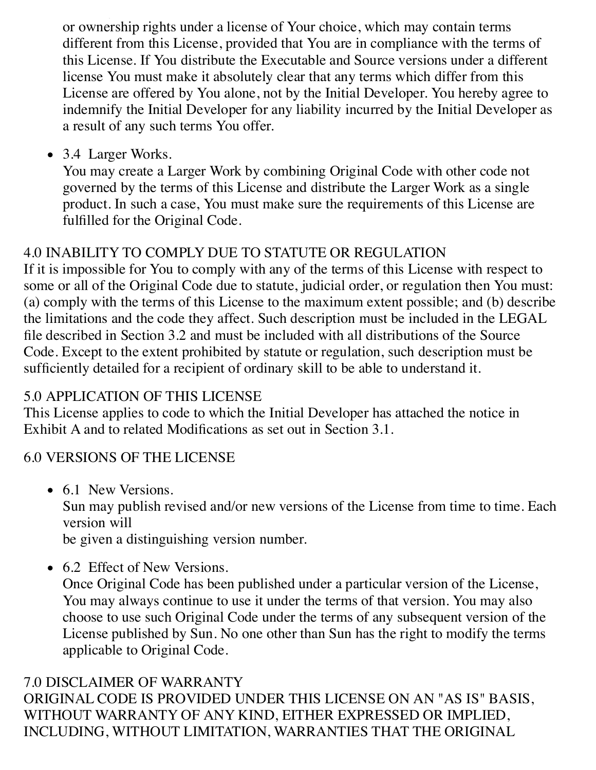or ownership rights under a license of Your choice, which may contain terms different from this License, provided that You are in compliance with the terms of this License. If You distribute the Executable and Source versions under a different license You must make it absolutely clear that any terms which differ from this License are offered by You alone, not by the Initial Developer. You hereby agree to indemnify the Initial Developer for any liability incurred by the Initial Developer as a result of any such terms You offer.

- 3.4 Larger Works.
  You may create a Larger Work by combining Original Code with other code not governed by the terms of this License and distribute the Larger Work as a single product. In such a case, You must make sure the requirements of this License are fulfilled for the Original Code.

4.0 INABILITY TO COMPLY DUE TO STATUTE OR REGULATION
If it is impossible for You to comply with any of the terms of this License with respect to some or all of the Original Code due to statute, judicial order, or regulation then You must: (a) comply with the terms of this License to the maximum extent possible; and (b) describe the limitations and the code they affect. Such description must be included in the LEGAL file described in Section 3.2 and must be included with all distributions of the Source Code. Except to the extent prohibited by statute or regulation, such description must be sufficiently detailed for a recipient of ordinary skill to be able to understand it.

5.0 APPLICATION OF THIS LICENSE
This License applies to code to which the Initial Developer has attached the notice in Exhibit A and to related Modifications as set out in Section 3.1.

6.0 VERSIONS OF THE LICENSE

- 6.1 New Versions.
  Sun may publish revised and/or new versions of the License from time to time. Each version will
  be given a distinguishing version number.

- 6.2 Effect of New Versions.
  Once Original Code has been published under a particular version of the License, You may always continue to use it under the terms of that version. You may also choose to use such Original Code under the terms of any subsequent version of the License published by Sun. No one other than Sun has the right to modify the terms applicable to Original Code.

7.0 DISCLAIMER OF WARRANTY
ORIGINAL CODE IS PROVIDED UNDER THIS LICENSE ON AN "AS IS" BASIS, WITHOUT WARRANTY OF ANY KIND, EITHER EXPRESSED OR IMPLIED, INCLUDING, WITHOUT LIMITATION, WARRANTIES THAT THE ORIGINAL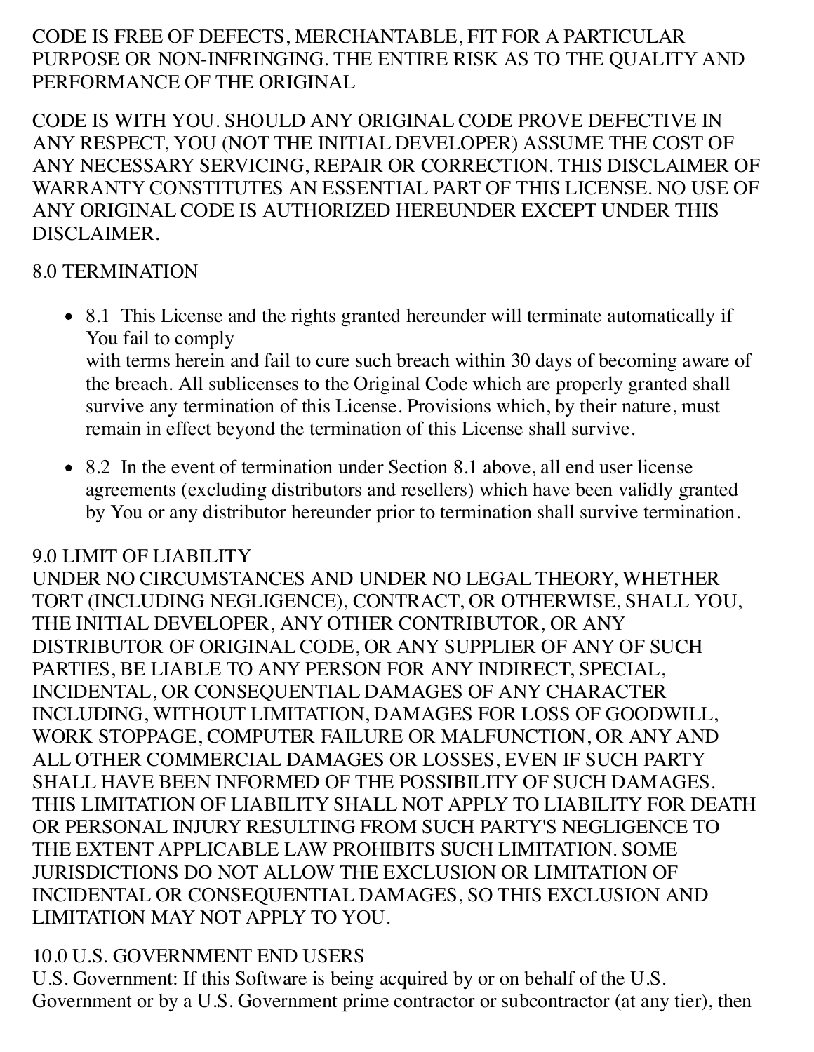CODE IS FREE OF DEFECTS, MERCHANTABLE, FIT FOR A PARTICULAR PURPOSE OR NON-INFRINGING. THE ENTIRE RISK AS TO THE QUALITY AND PERFORMANCE OF THE ORIGINAL

CODE IS WITH YOU. SHOULD ANY ORIGINAL CODE PROVE DEFECTIVE IN ANY RESPECT, YOU (NOT THE INITIAL DEVELOPER) ASSUME THE COST OF ANY NECESSARY SERVICING, REPAIR OR CORRECTION. THIS DISCLAIMER OF WARRANTY CONSTITUTES AN ESSENTIAL PART OF THIS LICENSE. NO USE OF ANY ORIGINAL CODE IS AUTHORIZED HEREUNDER EXCEPT UNDER THIS DISCLAIMER.

8.0 TERMINATION

- 8.1 This License and the rights granted hereunder will terminate automatically if You fail to comply
  with terms herein and fail to cure such breach within 30 days of becoming aware of the breach. All sublicenses to the Original Code which are properly granted shall survive any termination of this License. Provisions which, by their nature, must remain in effect beyond the termination of this License shall survive.
- 8.2 In the event of termination under Section 8.1 above, all end user license agreements (excluding distributors and resellers) which have been validly granted by You or any distributor hereunder prior to termination shall survive termination.

9.0 LIMIT OF LIABILITY
UNDER NO CIRCUMSTANCES AND UNDER NO LEGAL THEORY, WHETHER TORT (INCLUDING NEGLIGENCE), CONTRACT, OR OTHERWISE, SHALL YOU, THE INITIAL DEVELOPER, ANY OTHER CONTRIBUTOR, OR ANY DISTRIBUTOR OF ORIGINAL CODE, OR ANY SUPPLIER OF ANY OF SUCH PARTIES, BE LIABLE TO ANY PERSON FOR ANY INDIRECT, SPECIAL, INCIDENTAL, OR CONSEQUENTIAL DAMAGES OF ANY CHARACTER INCLUDING, WITHOUT LIMITATION, DAMAGES FOR LOSS OF GOODWILL, WORK STOPPAGE, COMPUTER FAILURE OR MALFUNCTION, OR ANY AND ALL OTHER COMMERCIAL DAMAGES OR LOSSES, EVEN IF SUCH PARTY SHALL HAVE BEEN INFORMED OF THE POSSIBILITY OF SUCH DAMAGES. THIS LIMITATION OF LIABILITY SHALL NOT APPLY TO LIABILITY FOR DEATH OR PERSONAL INJURY RESULTING FROM SUCH PARTY'S NEGLIGENCE TO THE EXTENT APPLICABLE LAW PROHIBITS SUCH LIMITATION. SOME JURISDICTIONS DO NOT ALLOW THE EXCLUSION OR LIMITATION OF INCIDENTAL OR CONSEQUENTIAL DAMAGES, SO THIS EXCLUSION AND LIMITATION MAY NOT APPLY TO YOU.

10.0 U.S. GOVERNMENT END USERS
U.S. Government: If this Software is being acquired by or on behalf of the U.S. Government or by a U.S. Government prime contractor or subcontractor (at any tier), then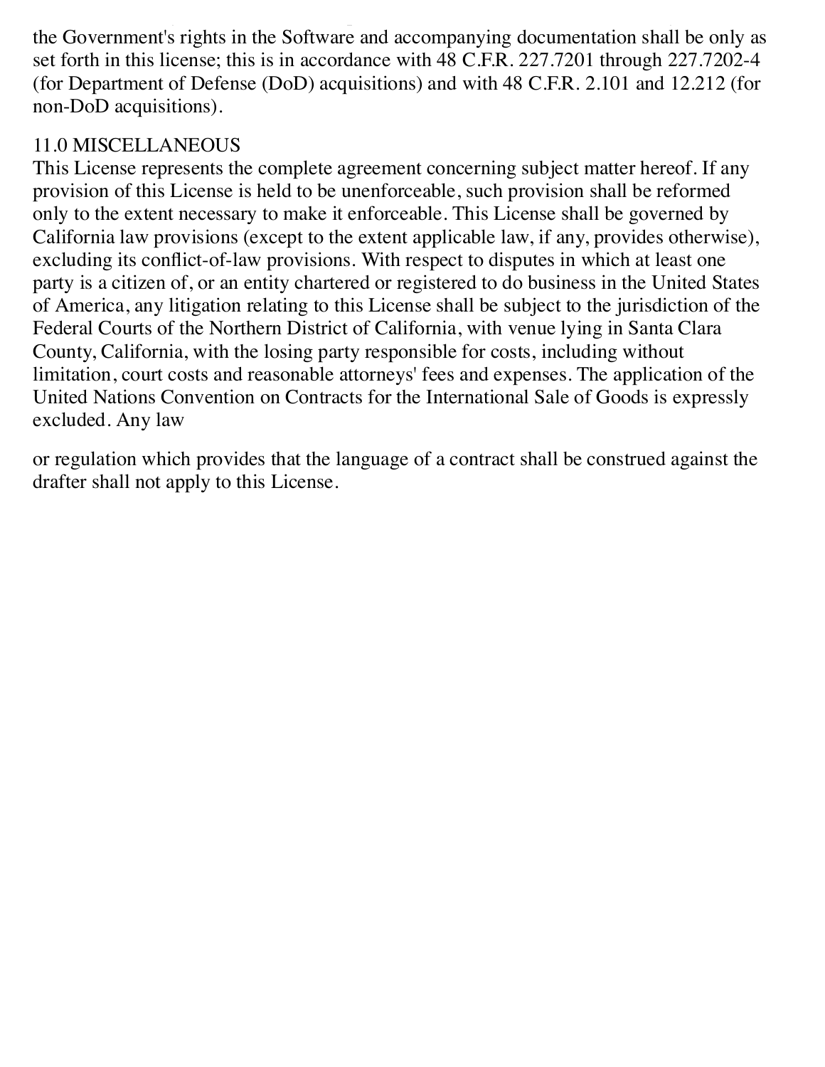the Government's rights in the Software and accompanying documentation shall be only as set forth in this license; this is in accordance with 48 C.F.R. 227.7201 through 227.7202-4 (for Department of Defense (DoD) acquisitions) and with 48 C.F.R. 2.101 and 12.212 (for non-DoD acquisitions).

## 11.0 MISCELLANEOUS

This License represents the complete agreement concerning subject matter hereof. If any provision of this License is held to be unenforceable, such provision shall be reformed only to the extent necessary to make it enforceable. This License shall be governed by California law provisions (except to the extent applicable law, if any, provides otherwise), excluding its conflict-of-law provisions. With respect to disputes in which at least one party is a citizen of, or an entity chartered or registered to do business in the United States of America, any litigation relating to this License shall be subject to the jurisdiction of the Federal Courts of the Northern District of California, with venue lying in Santa Clara County, California, with the losing party responsible for costs, including without limitation, court costs and reasonable attorneys' fees and expenses. The application of the United Nations Convention on Contracts for the International Sale of Goods is expressly excluded. Any law or regulation which provides that the language of a contract shall be construed against the drafter shall not apply to this License.